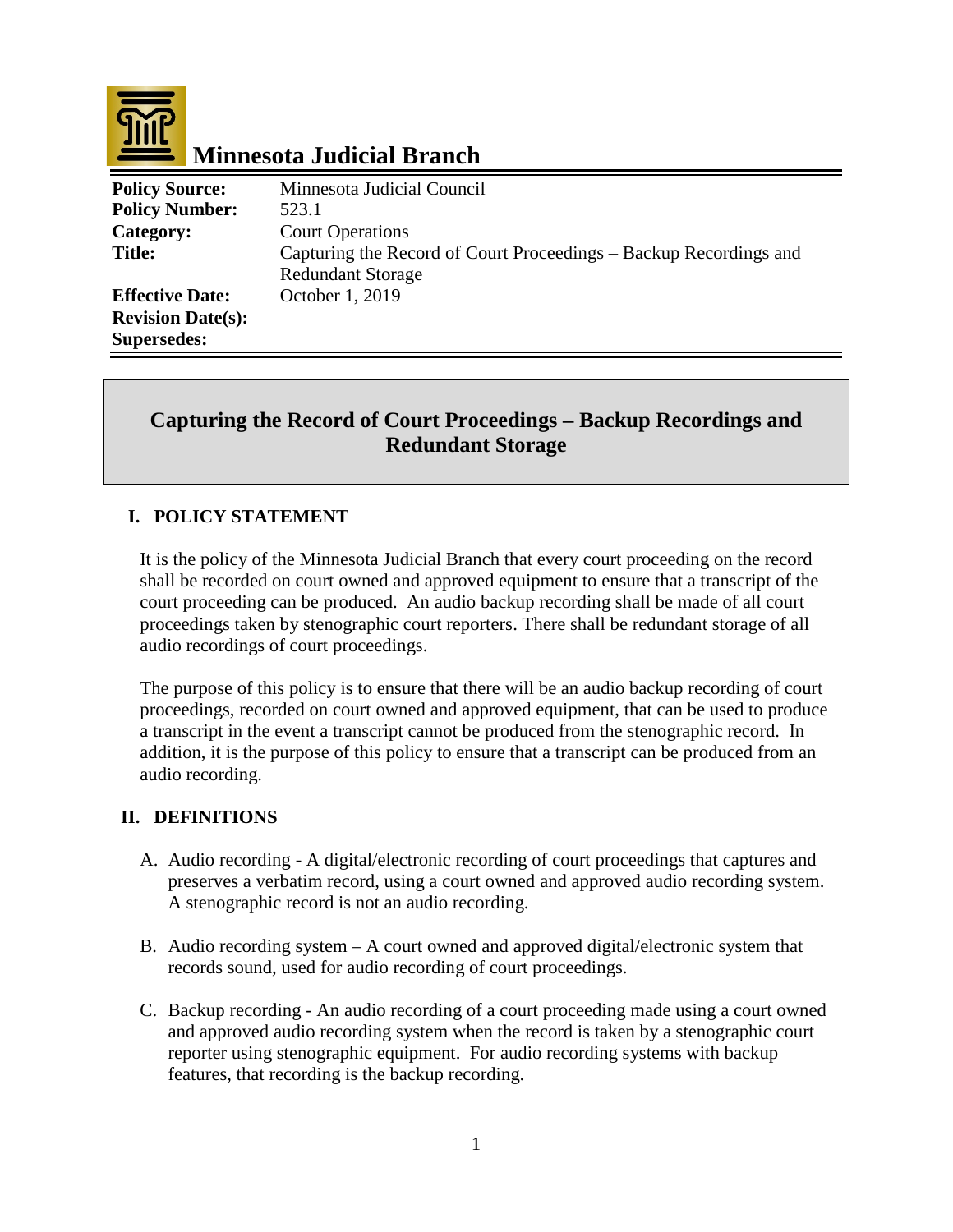# Minnesota Judicial Branch

| | |
|---|---|
| **Policy Source:** | Minnesota Judicial Council |
| **Policy Number:** | 523.1 |
| **Category:** | Court Operations |
| **Title:** | Capturing the Record of Court Proceedings – Backup Recordings and Redundant Storage |
| **Effective Date:** | October 1, 2019 |
| **Revision Date(s):** | |
| **Supersedes:** | |

## Capturing the Record of Court Proceedings – Backup Recordings and Redundant Storage

### I. POLICY STATEMENT

It is the policy of the Minnesota Judicial Branch that every court proceeding on the record shall be recorded on court owned and approved equipment to ensure that a transcript of the court proceeding can be produced. An audio backup recording shall be made of all court proceedings taken by stenographic court reporters. There shall be redundant storage of all audio recordings of court proceedings.

The purpose of this policy is to ensure that there will be an audio backup recording of court proceedings, recorded on court owned and approved equipment, that can be used to produce a transcript in the event a transcript cannot be produced from the stenographic record. In addition, it is the purpose of this policy to ensure that a transcript can be produced from an audio recording.

### II. DEFINITIONS

A. Audio recording - A digital/electronic recording of court proceedings that captures and preserves a verbatim record, using a court owned and approved audio recording system. A stenographic record is not an audio recording.

B. Audio recording system – A court owned and approved digital/electronic system that records sound, used for audio recording of court proceedings.

C. Backup recording - An audio recording of a court proceeding made using a court owned and approved audio recording system when the record is taken by a stenographic court reporter using stenographic equipment. For audio recording systems with backup features, that recording is the backup recording.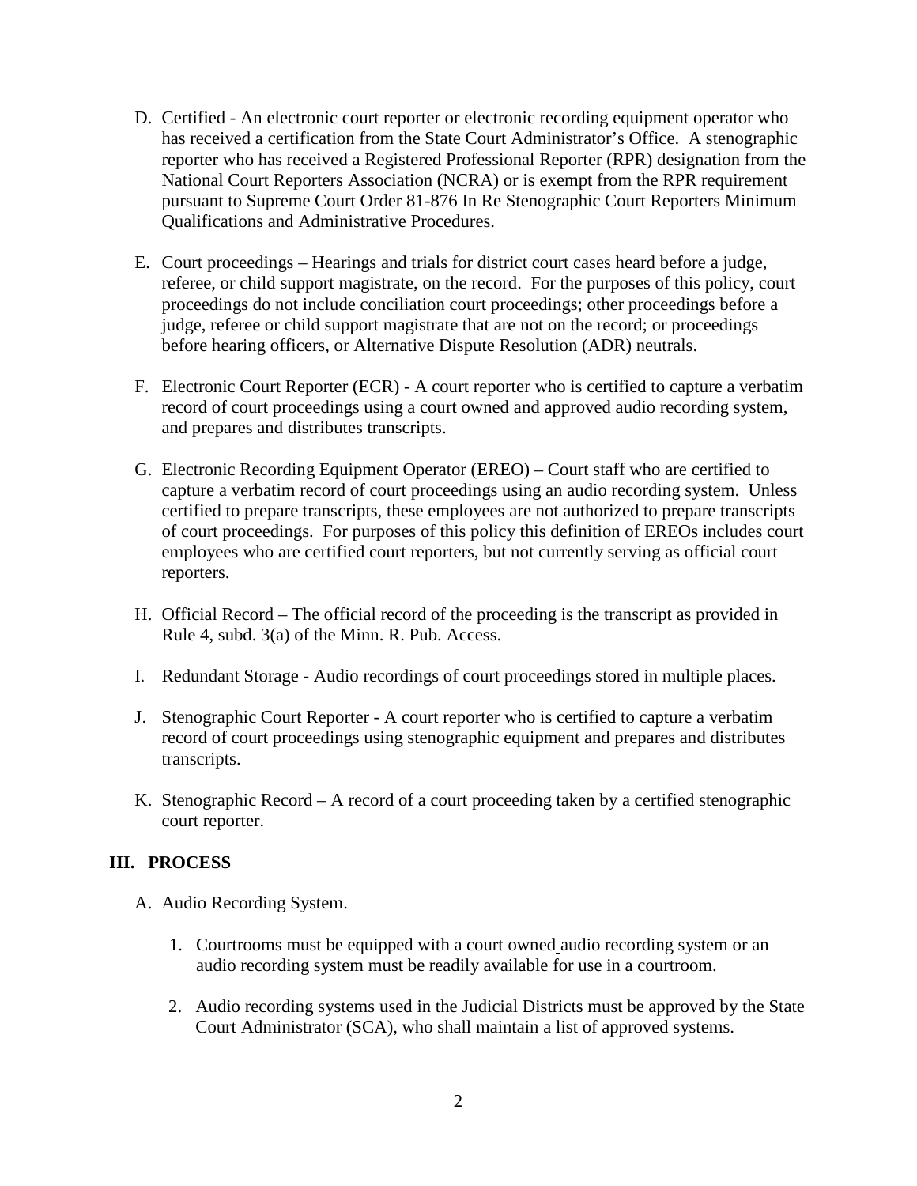D. Certified - An electronic court reporter or electronic recording equipment operator who has received a certification from the State Court Administrator's Office. A stenographic reporter who has received a Registered Professional Reporter (RPR) designation from the National Court Reporters Association (NCRA) or is exempt from the RPR requirement pursuant to Supreme Court Order 81-876 In Re Stenographic Court Reporters Minimum Qualifications and Administrative Procedures.

E. Court proceedings – Hearings and trials for district court cases heard before a judge, referee, or child support magistrate, on the record. For the purposes of this policy, court proceedings do not include conciliation court proceedings; other proceedings before a judge, referee or child support magistrate that are not on the record; or proceedings before hearing officers, or Alternative Dispute Resolution (ADR) neutrals.

F. Electronic Court Reporter (ECR) - A court reporter who is certified to capture a verbatim record of court proceedings using a court owned and approved audio recording system, and prepares and distributes transcripts.

G. Electronic Recording Equipment Operator (EREO) – Court staff who are certified to capture a verbatim record of court proceedings using an audio recording system. Unless certified to prepare transcripts, these employees are not authorized to prepare transcripts of court proceedings. For purposes of this policy this definition of EREOs includes court employees who are certified court reporters, but not currently serving as official court reporters.

H. Official Record – The official record of the proceeding is the transcript as provided in Rule 4, subd. 3(a) of the Minn. R. Pub. Access.

I. Redundant Storage - Audio recordings of court proceedings stored in multiple places.

J. Stenographic Court Reporter - A court reporter who is certified to capture a verbatim record of court proceedings using stenographic equipment and prepares and distributes transcripts.

K. Stenographic Record – A record of a court proceeding taken by a certified stenographic court reporter.

## III. PROCESS

A. Audio Recording System.

1. Courtrooms must be equipped with a court owned audio recording system or an audio recording system must be readily available for use in a courtroom.

2. Audio recording systems used in the Judicial Districts must be approved by the State Court Administrator (SCA), who shall maintain a list of approved systems.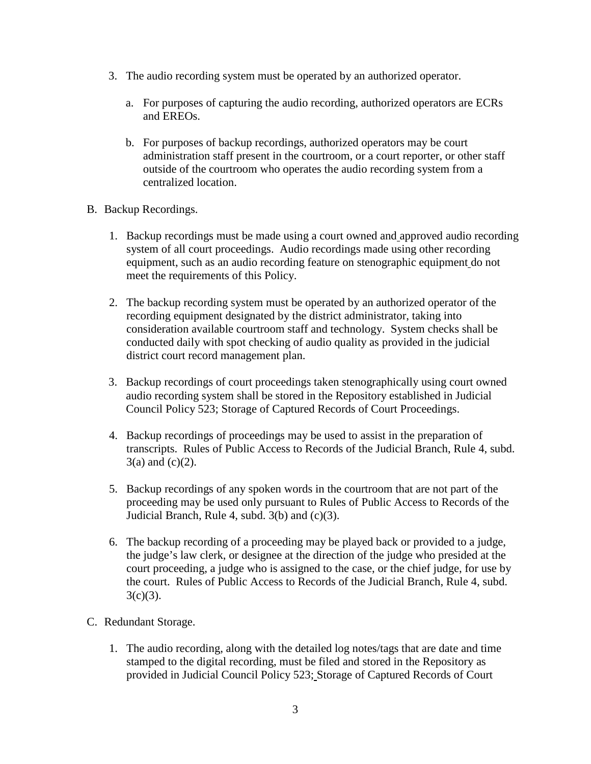3. The audio recording system must be operated by an authorized operator.

    a. For purposes of capturing the audio recording, authorized operators are ECRs and EREOs.

    b. For purposes of backup recordings, authorized operators may be court administration staff present in the courtroom, or a court reporter, or other staff outside of the courtroom who operates the audio recording system from a centralized location.

B. Backup Recordings.

1. Backup recordings must be made using a court owned and approved audio recording system of all court proceedings. Audio recordings made using other recording equipment, such as an audio recording feature on stenographic equipment do not meet the requirements of this Policy.

2. The backup recording system must be operated by an authorized operator of the recording equipment designated by the district administrator, taking into consideration available courtroom staff and technology. System checks shall be conducted daily with spot checking of audio quality as provided in the judicial district court record management plan.

3. Backup recordings of court proceedings taken stenographically using court owned audio recording system shall be stored in the Repository established in Judicial Council Policy 523; Storage of Captured Records of Court Proceedings.

4. Backup recordings of proceedings may be used to assist in the preparation of transcripts. Rules of Public Access to Records of the Judicial Branch, Rule 4, subd. 3(a) and (c)(2).

5. Backup recordings of any spoken words in the courtroom that are not part of the proceeding may be used only pursuant to Rules of Public Access to Records of the Judicial Branch, Rule 4, subd. 3(b) and (c)(3).

6. The backup recording of a proceeding may be played back or provided to a judge, the judge's law clerk, or designee at the direction of the judge who presided at the court proceeding, a judge who is assigned to the case, or the chief judge, for use by the court. Rules of Public Access to Records of the Judicial Branch, Rule 4, subd. 3(c)(3).

C. Redundant Storage.

1. The audio recording, along with the detailed log notes/tags that are date and time stamped to the digital recording, must be filed and stored in the Repository as provided in Judicial Council Policy 523; Storage of Captured Records of Court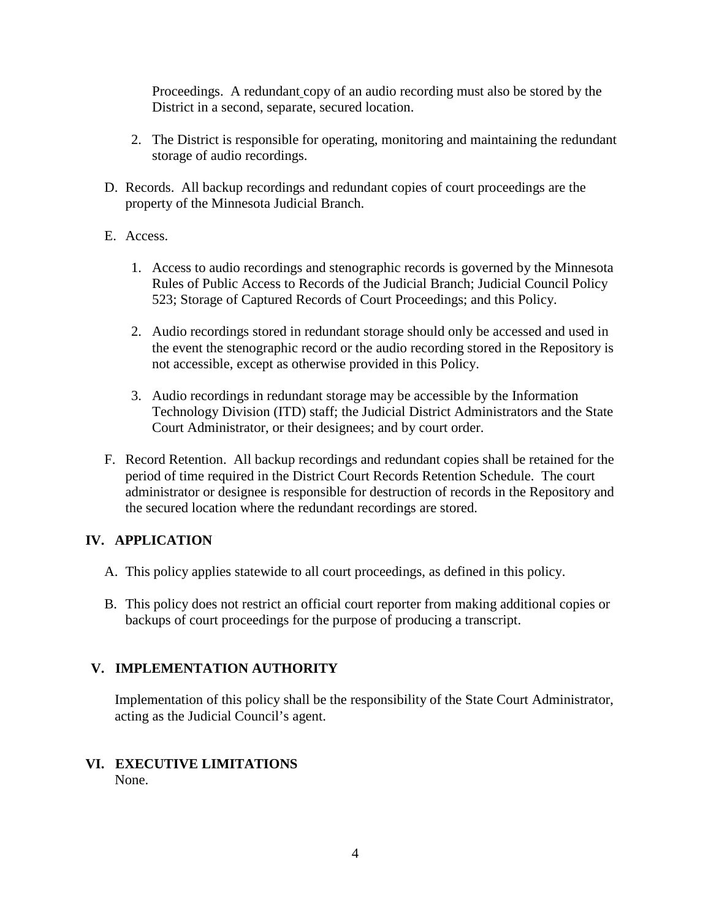Proceedings. A redundant copy of an audio recording must also be stored by the District in a second, separate, secured location.

2. The District is responsible for operating, monitoring and maintaining the redundant storage of audio recordings.

D. Records. All backup recordings and redundant copies of court proceedings are the property of the Minnesota Judicial Branch.

E. Access.

1. Access to audio recordings and stenographic records is governed by the Minnesota Rules of Public Access to Records of the Judicial Branch; Judicial Council Policy 523; Storage of Captured Records of Court Proceedings; and this Policy.

2. Audio recordings stored in redundant storage should only be accessed and used in the event the stenographic record or the audio recording stored in the Repository is not accessible, except as otherwise provided in this Policy.

3. Audio recordings in redundant storage may be accessible by the Information Technology Division (ITD) staff; the Judicial District Administrators and the State Court Administrator, or their designees; and by court order.

F. Record Retention. All backup recordings and redundant copies shall be retained for the period of time required in the District Court Records Retention Schedule. The court administrator or designee is responsible for destruction of records in the Repository and the secured location where the redundant recordings are stored.

## IV. APPLICATION

A. This policy applies statewide to all court proceedings, as defined in this policy.

B. This policy does not restrict an official court reporter from making additional copies or backups of court proceedings for the purpose of producing a transcript.

## V. IMPLEMENTATION AUTHORITY

Implementation of this policy shall be the responsibility of the State Court Administrator, acting as the Judicial Council's agent.

## VI. EXECUTIVE LIMITATIONS

None.